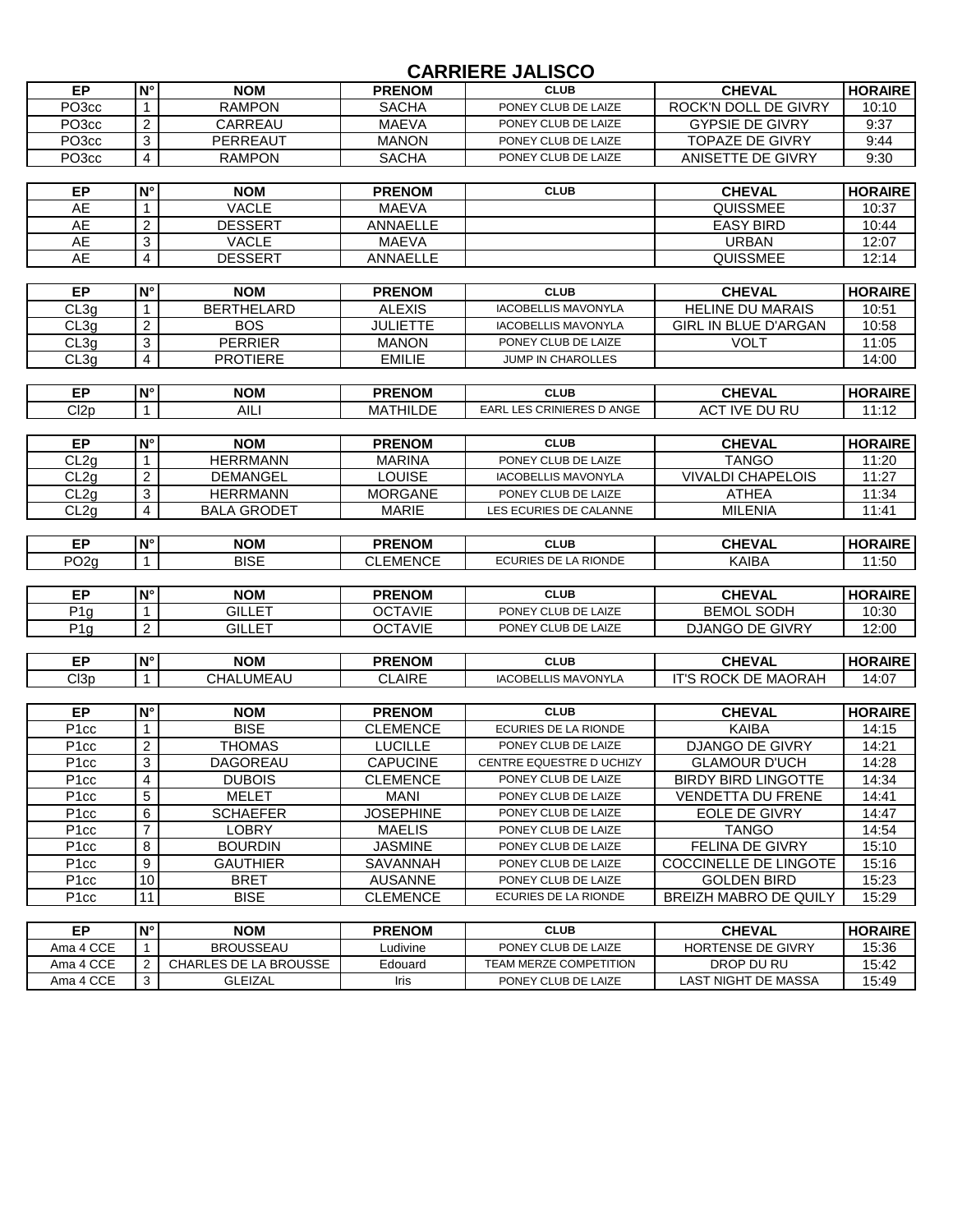# CARRIERE JALISCO

| EP | N° | NOM | PRENOM | CLUB | CHEVAL | HORAIRE |
|---|---|---|---|---|---|---|
| PO3cc | 1 | RAMPON | SACHA | PONEY CLUB DE LAIZE | ROCK'N DOLL DE GIVRY | 10:10 |
| PO3cc | 2 | CARREAU | MAEVA | PONEY CLUB DE LAIZE | GYPSIE DE GIVRY | 9:37 |
| PO3cc | 3 | PERREAUT | MANON | PONEY CLUB DE LAIZE | TOPAZE DE GIVRY | 9:44 |
| PO3cc | 4 | RAMPON | SACHA | PONEY CLUB DE LAIZE | ANISETTE DE GIVRY | 9:30 |

| EP | N° | NOM | PRENOM | CLUB | CHEVAL | HORAIRE |
|---|---|---|---|---|---|---|
| AE | 1 | VACLE | MAEVA | | QUISSMEE | 10:37 |
| AE | 2 | DESSERT | ANNAELLE | | EASY BIRD | 10:44 |
| AE | 3 | VACLE | MAEVA | | URBAN | 12:07 |
| AE | 4 | DESSERT | ANNAELLE | | QUISSMEE | 12:14 |

| EP | N° | NOM | PRENOM | CLUB | CHEVAL | HORAIRE |
|---|---|---|---|---|---|---|
| CL3g | 1 | BERTHELARD | ALEXIS | IACOBELLIS MAVONYLA | HELINE DU MARAIS | 10:51 |
| CL3g | 2 | BOS | JULIETTE | IACOBELLIS MAVONYLA | GIRL IN BLUE D'ARGAN | 10:58 |
| CL3g | 3 | PERRIER | MANON | PONEY CLUB DE LAIZE | VOLT | 11:05 |
| CL3g | 4 | PROTIERE | EMILIE | JUMP IN CHAROLLES | | 14:00 |

| EP | N° | NOM | PRENOM | CLUB | CHEVAL | HORAIRE |
|---|---|---|---|---|---|---|
| Cl2p | 1 | AILI | MATHILDE | EARL LES CRINIERES D ANGE | ACT IVE DU RU | 11:12 |

| EP | N° | NOM | PRENOM | CLUB | CHEVAL | HORAIRE |
|---|---|---|---|---|---|---|
| CL2g | 1 | HERRMANN | MARINA | PONEY CLUB DE LAIZE | TANGO | 11:20 |
| CL2g | 2 | DEMANGEL | LOUISE | IACOBELLIS MAVONYLA | VIVALDI CHAPELOIS | 11:27 |
| CL2g | 3 | HERRMANN | MORGANE | PONEY CLUB DE LAIZE | ATHEA | 11:34 |
| CL2g | 4 | BALA GRODET | MARIE | LES ECURIES DE CALANNE | MILENIA | 11:41 |

| EP | N° | NOM | PRENOM | CLUB | CHEVAL | HORAIRE |
|---|---|---|---|---|---|---|
| PO2g | 1 | BISE | CLEMENCE | ECURIES DE LA RIONDE | KAIBA | 11:50 |

| EP | N° | NOM | PRENOM | CLUB | CHEVAL | HORAIRE |
|---|---|---|---|---|---|---|
| P1g | 1 | GILLET | OCTAVIE | PONEY CLUB DE LAIZE | BEMOL SODH | 10:30 |
| P1g | 2 | GILLET | OCTAVIE | PONEY CLUB DE LAIZE | DJANGO DE GIVRY | 12:00 |

| EP | N° | NOM | PRENOM | CLUB | CHEVAL | HORAIRE |
|---|---|---|---|---|---|---|
| Cl3p | 1 | CHALUMEAU | CLAIRE | IACOBELLIS MAVONYLA | IT'S ROCK DE MAORAH | 14:07 |

| EP | N° | NOM | PRENOM | CLUB | CHEVAL | HORAIRE |
|---|---|---|---|---|---|---|
| P1cc | 1 | BISE | CLEMENCE | ECURIES DE LA RIONDE | KAIBA | 14:15 |
| P1cc | 2 | THOMAS | LUCILLE | PONEY CLUB DE LAIZE | DJANGO DE GIVRY | 14:21 |
| P1cc | 3 | DAGOREAU | CAPUCINE | CENTRE EQUESTRE D UCHIZY | GLAMOUR D'UCH | 14:28 |
| P1cc | 4 | DUBOIS | CLEMENCE | PONEY CLUB DE LAIZE | BIRDY BIRD LINGOTTE | 14:34 |
| P1cc | 5 | MELET | MANI | PONEY CLUB DE LAIZE | VENDETTA DU FRENE | 14:41 |
| P1cc | 6 | SCHAEFER | JOSEPHINE | PONEY CLUB DE LAIZE | EOLE DE GIVRY | 14:47 |
| P1cc | 7 | LOBRY | MAELIS | PONEY CLUB DE LAIZE | TANGO | 14:54 |
| P1cc | 8 | BOURDIN | JASMINE | PONEY CLUB DE LAIZE | FELINA DE GIVRY | 15:10 |
| P1cc | 9 | GAUTHIER | SAVANNAH | PONEY CLUB DE LAIZE | COCCINELLE DE LINGOTE | 15:16 |
| P1cc | 10 | BRET | AUSANNE | PONEY CLUB DE LAIZE | GOLDEN BIRD | 15:23 |
| P1cc | 11 | BISE | CLEMENCE | ECURIES DE LA RIONDE | BREIZH MABRO DE QUILY | 15:29 |

| EP | N° | NOM | PRENOM | CLUB | CHEVAL | HORAIRE |
|---|---|---|---|---|---|---|
| Ama 4 CCE | 1 | BROUSSEAU | Ludivine | PONEY CLUB DE LAIZE | HORTENSE DE GIVRY | 15:36 |
| Ama 4 CCE | 2 | CHARLES DE LA BROUSSE | Edouard | TEAM MERZE COMPETITION | DROP DU RU | 15:42 |
| Ama 4 CCE | 3 | GLEIZAL | Iris | PONEY CLUB DE LAIZE | LAST NIGHT DE MASSA | 15:49 |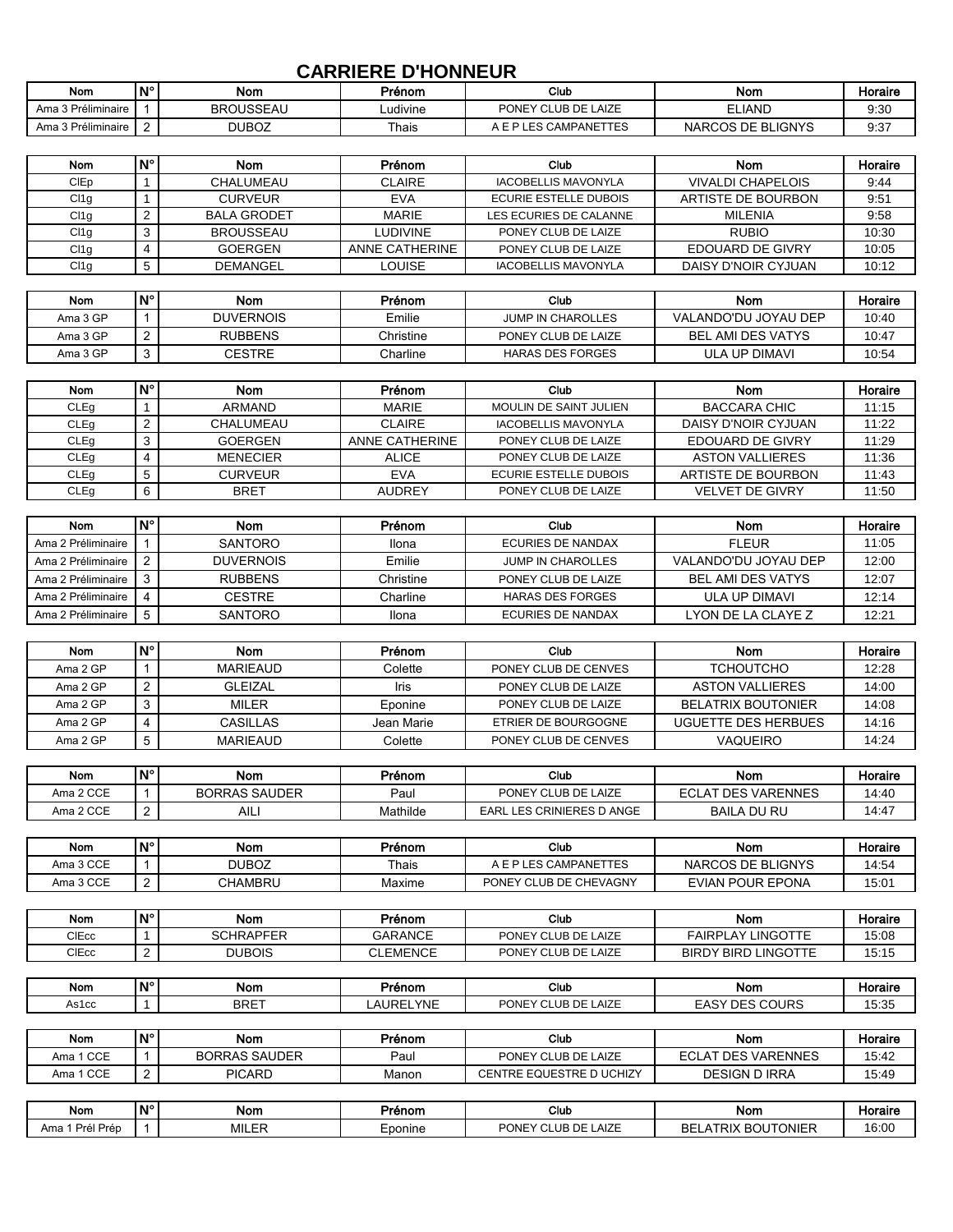# CARRIERE D'HONNEUR

| Nom | N° | Nom | Prénom | Club | Nom | Horaire |
|---|---|---|---|---|---|---|
| Ama 3 Préliminaire | 1 | BROUSSEAU | Ludivine | PONEY CLUB DE LAIZE | ELIAND | 9:30 |
| Ama 3 Préliminaire | 2 | DUBOZ | Thais | A E P LES CAMPANETTES | NARCOS DE BLIGNYS | 9:37 |

| Nom | N° | Nom | Prénom | Club | Nom | Horaire |
|---|---|---|---|---|---|---|
| ClEp | 1 | CHALUMEAU | CLAIRE | IACOBELLIS MAVONYLA | VIVALDI CHAPELOIS | 9:44 |
| Cl1g | 1 | CURVEUR | EVA | ECURIE ESTELLE DUBOIS | ARTISTE DE BOURBON | 9:51 |
| Cl1g | 2 | BALA GRODET | MARIE | LES ECURIES DE CALANNE | MILENIA | 9:58 |
| Cl1g | 3 | BROUSSEAU | LUDIVINE | PONEY CLUB DE LAIZE | RUBIO | 10:30 |
| Cl1g | 4 | GOERGEN | ANNE CATHERINE | PONEY CLUB DE LAIZE | EDOUARD DE GIVRY | 10:05 |
| Cl1g | 5 | DEMANGEL | LOUISE | IACOBELLIS MAVONYLA | DAISY D'NOIR CYJUAN | 10:12 |

| Nom | N° | Nom | Prénom | Club | Nom | Horaire |
|---|---|---|---|---|---|---|
| Ama 3 GP | 1 | DUVERNOIS | Emilie | JUMP IN CHAROLLES | VALANDO'DU JOYAU DEP | 10:40 |
| Ama 3 GP | 2 | RUBBENS | Christine | PONEY CLUB DE LAIZE | BEL AMI DES VATYS | 10:47 |
| Ama 3 GP | 3 | CESTRE | Charline | HARAS DES FORGES | ULA UP DIMAVI | 10:54 |

| Nom | N° | Nom | Prénom | Club | Nom | Horaire |
|---|---|---|---|---|---|---|
| CLEg | 1 | ARMAND | MARIE | MOULIN DE SAINT JULIEN | BACCARA CHIC | 11:15 |
| CLEg | 2 | CHALUMEAU | CLAIRE | IACOBELLIS MAVONYLA | DAISY D'NOIR CYJUAN | 11:22 |
| CLEg | 3 | GOERGEN | ANNE CATHERINE | PONEY CLUB DE LAIZE | EDOUARD DE GIVRY | 11:29 |
| CLEg | 4 | MENECIER | ALICE | PONEY CLUB DE LAIZE | ASTON VALLIERES | 11:36 |
| CLEg | 5 | CURVEUR | EVA | ECURIE ESTELLE DUBOIS | ARTISTE DE BOURBON | 11:43 |
| CLEg | 6 | BRET | AUDREY | PONEY CLUB DE LAIZE | VELVET DE GIVRY | 11:50 |

| Nom | N° | Nom | Prénom | Club | Nom | Horaire |
|---|---|---|---|---|---|---|
| Ama 2 Préliminaire | 1 | SANTORO | Ilona | ECURIES DE NANDAX | FLEUR | 11:05 |
| Ama 2 Préliminaire | 2 | DUVERNOIS | Emilie | JUMP IN CHAROLLES | VALANDO'DU JOYAU DEP | 12:00 |
| Ama 2 Préliminaire | 3 | RUBBENS | Christine | PONEY CLUB DE LAIZE | BEL AMI DES VATYS | 12:07 |
| Ama 2 Préliminaire | 4 | CESTRE | Charline | HARAS DES FORGES | ULA UP DIMAVI | 12:14 |
| Ama 2 Préliminaire | 5 | SANTORO | Ilona | ECURIES DE NANDAX | LYON DE LA CLAYE Z | 12:21 |

| Nom | N° | Nom | Prénom | Club | Nom | Horaire |
|---|---|---|---|---|---|---|
| Ama 2 GP | 1 | MARIEAUD | Colette | PONEY CLUB DE CENVES | TCHOUTCHO | 12:28 |
| Ama 2 GP | 2 | GLEIZAL | Iris | PONEY CLUB DE LAIZE | ASTON VALLIERES | 14:00 |
| Ama 2 GP | 3 | MILER | Eponine | PONEY CLUB DE LAIZE | BELATRIX BOUTONIER | 14:08 |
| Ama 2 GP | 4 | CASILLAS | Jean Marie | ETRIER DE BOURGOGNE | UGUETTE DES HERBUES | 14:16 |
| Ama 2 GP | 5 | MARIEAUD | Colette | PONEY CLUB DE CENVES | VAQUEIRO | 14:24 |

| Nom | N° | Nom | Prénom | Club | Nom | Horaire |
|---|---|---|---|---|---|---|
| Ama 2 CCE | 1 | BORRAS SAUDER | Paul | PONEY CLUB DE LAIZE | ECLAT DES VARENNES | 14:40 |
| Ama 2 CCE | 2 | AILI | Mathilde | EARL LES CRINIERES D ANGE | BAILA DU RU | 14:47 |

| Nom | N° | Nom | Prénom | Club | Nom | Horaire |
|---|---|---|---|---|---|---|
| Ama 3 CCE | 1 | DUBOZ | Thais | A E P LES CAMPANETTES | NARCOS DE BLIGNYS | 14:54 |
| Ama 3 CCE | 2 | CHAMBRU | Maxime | PONEY CLUB DE CHEVAGNY | EVIAN POUR EPONA | 15:01 |

| Nom | N° | Nom | Prénom | Club | Nom | Horaire |
|---|---|---|---|---|---|---|
| ClEcc | 1 | SCHRAPFER | GARANCE | PONEY CLUB DE LAIZE | FAIRPLAY LINGOTTE | 15:08 |
| ClEcc | 2 | DUBOIS | CLEMENCE | PONEY CLUB DE LAIZE | BIRDY BIRD LINGOTTE | 15:15 |

| Nom | N° | Nom | Prénom | Club | Nom | Horaire |
|---|---|---|---|---|---|---|
| As1cc | 1 | BRET | LAURELYNE | PONEY CLUB DE LAIZE | EASY DES COURS | 15:35 |

| Nom | N° | Nom | Prénom | Club | Nom | Horaire |
|---|---|---|---|---|---|---|
| Ama 1 CCE | 1 | BORRAS SAUDER | Paul | PONEY CLUB DE LAIZE | ECLAT DES VARENNES | 15:42 |
| Ama 1 CCE | 2 | PICARD | Manon | CENTRE EQUESTRE D UCHIZY | DESIGN D IRRA | 15:49 |

| Nom | N° | Nom | Prénom | Club | Nom | Horaire |
|---|---|---|---|---|---|---|
| Ama 1 Prél Prép | 1 | MILER | Eponine | PONEY CLUB DE LAIZE | BELATRIX BOUTONIER | 16:00 |